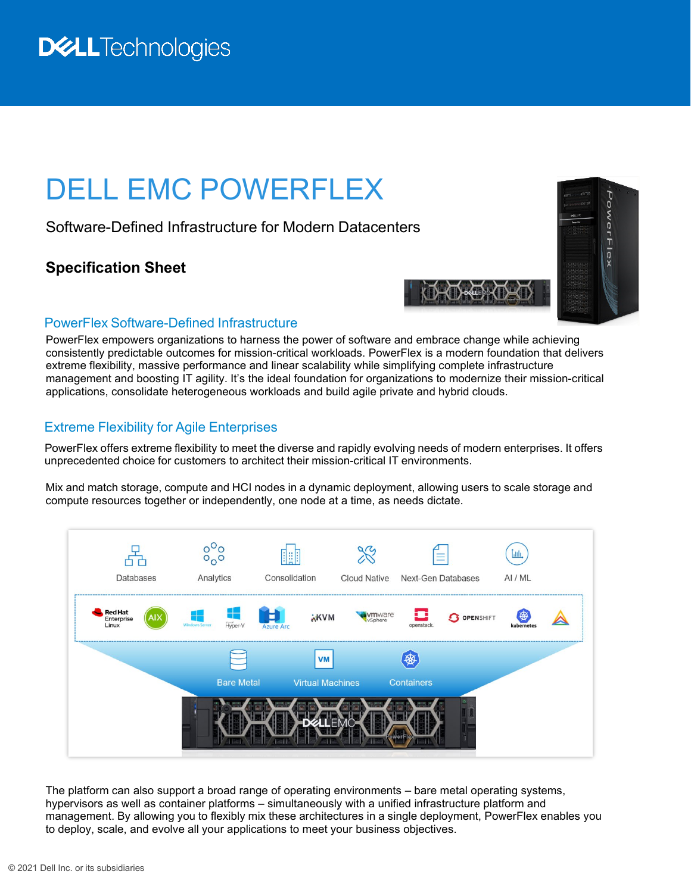# DELL EMC POWERFLEX

Software-Defined Infrastructure for Modern Datacenters

**Specification Sheet**

## PowerFlex Software-Defined Infrastructure

PowerFlex empowers organizations to harness the power of software and embrace change while achieving consistently predictable outcomes for mission-critical workloads. PowerFlex is a modern foundation that delivers extreme flexibility, massive performance and linear scalability while simplifying complete infrastructure management and boosting IT agility. It's the ideal foundation for organizations to modernize their mission-critical applications, consolidate heterogeneous workloads and build agile private and hybrid clouds.

## Extreme Flexibility for Agile Enterprises

PowerFlex offers extreme flexibility to meet the diverse and rapidly evolving needs of modern enterprises. It offers unprecedented choice for customers to architect their mission-critical IT environments.

Mix and match storage, compute and HCI nodes in a dynamic deployment, allowing users to scale storage and compute resources together or independently, one node at a time, as needs dictate.

Databases
Analytics
Consolidation
Cloud Native
Next-Gen Databases
AI / ML

Red Hat Enterprise Linux
AIX
Windows Server
Hyper-V
Azure Arc
KVM
vmware vSphere
openstack
OPENSHIFT
kubernetes

Bare Metal
Virtual Machines
Containers

The platform can also support a broad range of operating environments – bare metal operating systems, hypervisors as well as container platforms – simultaneously with a unified infrastructure platform and management. By allowing you to flexibly mix these architectures in a single deployment, PowerFlex enables you to deploy, scale, and evolve all your applications to meet your business objectives.

© 2021 Dell Inc. or its subsidiaries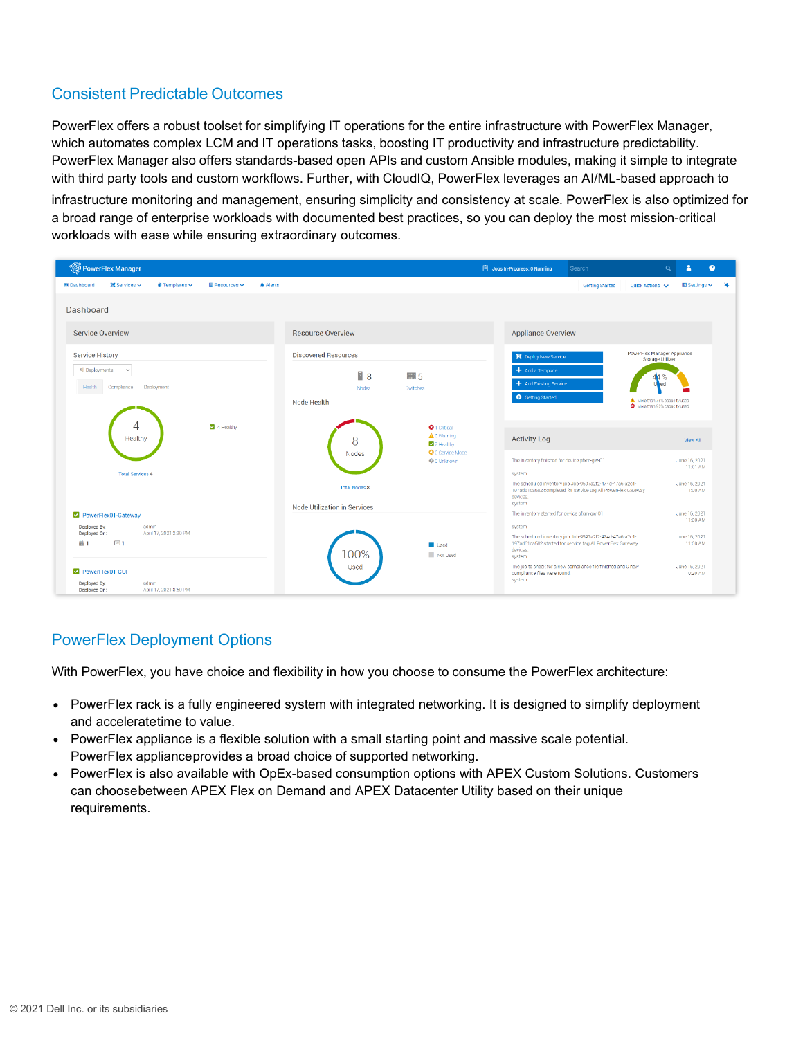## Consistent Predictable Outcomes

PowerFlex offers a robust toolset for simplifying IT operations for the entire infrastructure with PowerFlex Manager, which automates complex LCM and IT operations tasks, boosting IT productivity and infrastructure predictability. PowerFlex Manager also offers standards-based open APIs and custom Ansible modules, making it simple to integrate with third party tools and custom workflows. Further, with CloudIQ, PowerFlex leverages an AI/ML-based approach to infrastructure monitoring and management, ensuring simplicity and consistency at scale. PowerFlex is also optimized for a broad range of enterprise workloads with documented best practices, so you can deploy the most mission-critical workloads with ease while ensuring extraordinary outcomes.

## PowerFlex Deployment Options

With PowerFlex, you have choice and flexibility in how you choose to consume the PowerFlex architecture:

- PowerFlex rack is a fully engineered system with integrated networking. It is designed to simplify deployment and acceleratetime to value.
- PowerFlex appliance is a flexible solution with a small starting point and massive scale potential. PowerFlex applianceprovides a broad choice of supported networking.
- PowerFlex is also available with OpEx-based consumption options with APEX Custom Solutions. Customers can choosebetween APEX Flex on Demand and APEX Datacenter Utility based on their unique requirements.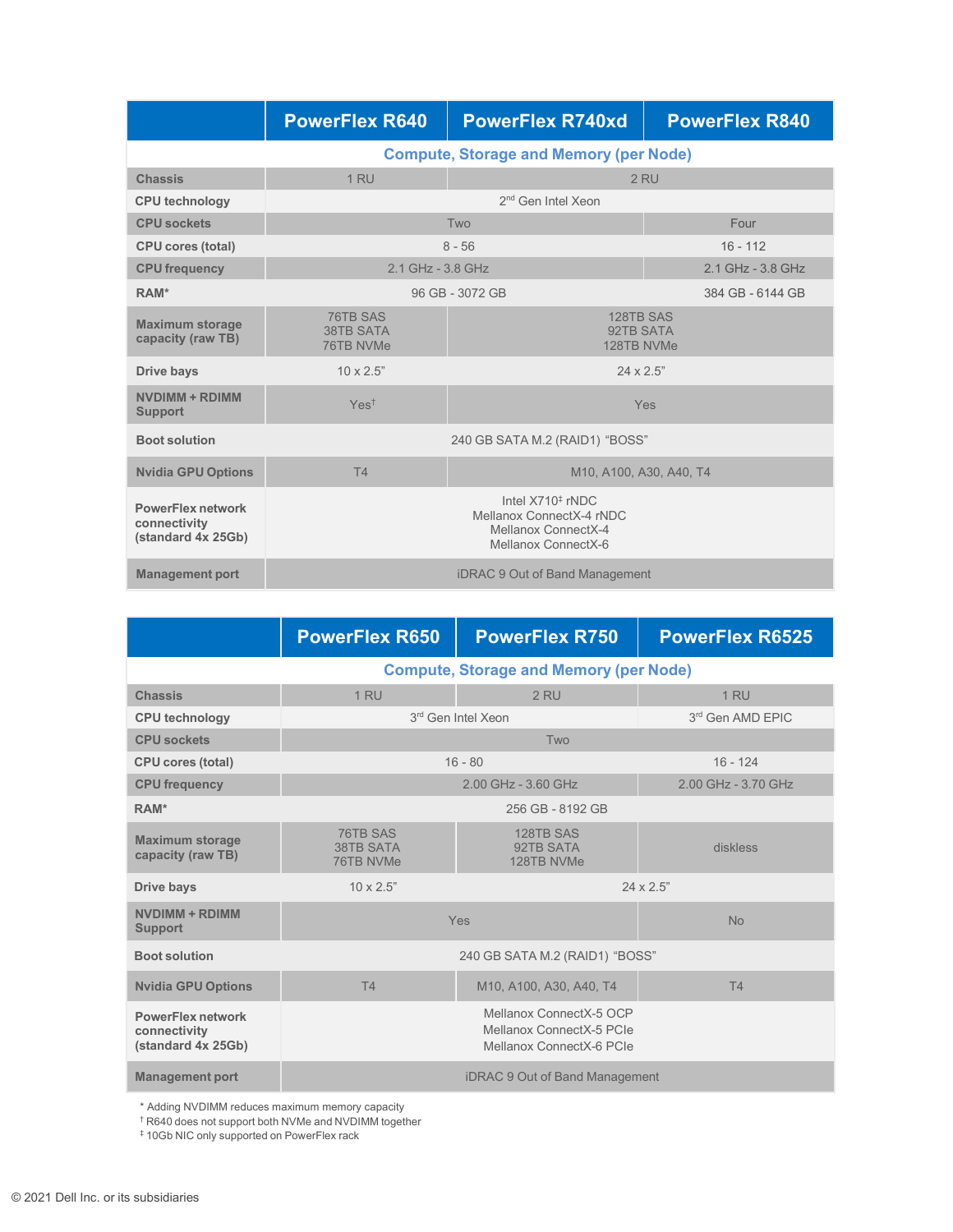| | PowerFlex R640 | PowerFlex R740xd | PowerFlex R840 |
|---|---|---|---|
| **Compute, Storage and Memory (per Node)** | | | |
| **Chassis** | 1 RU | 2 RU | |
| **CPU technology** | 2nd Gen Intel Xeon | | |
| **CPU sockets** | Two | | Four |
| **CPU cores (total)** | 8 - 56 | | 16 - 112 |
| **CPU frequency** | 2.1 GHz - 3.8 GHz | | 2.1 GHz - 3.8 GHz |
| **RAM*** | 96 GB - 3072 GB | | 384 GB - 6144 GB |
| **Maximum storage capacity (raw TB)** | 76TB SAS<br>38TB SATA<br>76TB NVMe | 128TB SAS<br>92TB SATA<br>128TB NVMe | |
| **Drive bays** | 10 x 2.5” | 24 x 2.5” | |
| **NVDIMM + RDIMM Support** | Yes† | Yes | |
| **Boot solution** | 240 GB SATA M.2 (RAID1) “BOSS” | | |
| **Nvidia GPU Options** | T4 | M10, A100, A30, A40, T4 | |
| **PowerFlex network connectivity (standard 4x 25Gb)** | Intel X710‡ rNDC<br>Mellanox ConnectX-4 rNDC<br>Mellanox ConnectX-4<br>Mellanox ConnectX-6 | | |
| **Management port** | iDRAC 9 Out of Band Management | | |

| | PowerFlex R650 | PowerFlex R750 | PowerFlex R6525 |
|---|---|---|---|
| **Compute, Storage and Memory (per Node)** | | | |
| **Chassis** | 1 RU | 2 RU | 1 RU |
| **CPU technology** | 3rd Gen Intel Xeon | | 3rd Gen AMD EPIC |
| **CPU sockets** | Two | | |
| **CPU cores (total)** | 16 - 80 | | 16 - 124 |
| **CPU frequency** | 2.00 GHz - 3.60 GHz | | 2.00 GHz - 3.70 GHz |
| **RAM*** | 256 GB - 8192 GB | | |
| **Maximum storage capacity (raw TB)** | 76TB SAS<br>38TB SATA<br>76TB NVMe | 128TB SAS<br>92TB SATA<br>128TB NVMe | diskless |
| **Drive bays** | 10 x 2.5” | 24 x 2.5” | |
| **NVDIMM + RDIMM Support** | Yes | | No |
| **Boot solution** | 240 GB SATA M.2 (RAID1) “BOSS” | | |
| **Nvidia GPU Options** | T4 | M10, A100, A30, A40, T4 | T4 |
| **PowerFlex network connectivity (standard 4x 25Gb)** | Mellanox ConnectX-5 OCP<br>Mellanox ConnectX-5 PCIe<br>Mellanox ConnectX-6 PCIe | | |
| **Management port** | iDRAC 9 Out of Band Management | | |

* Adding NVDIMM reduces maximum memory capacity
† R640 does not support both NVMe and NVDIMM together
‡ 10Gb NIC only supported on PowerFlex rack

© 2021 Dell Inc. or its subsidiaries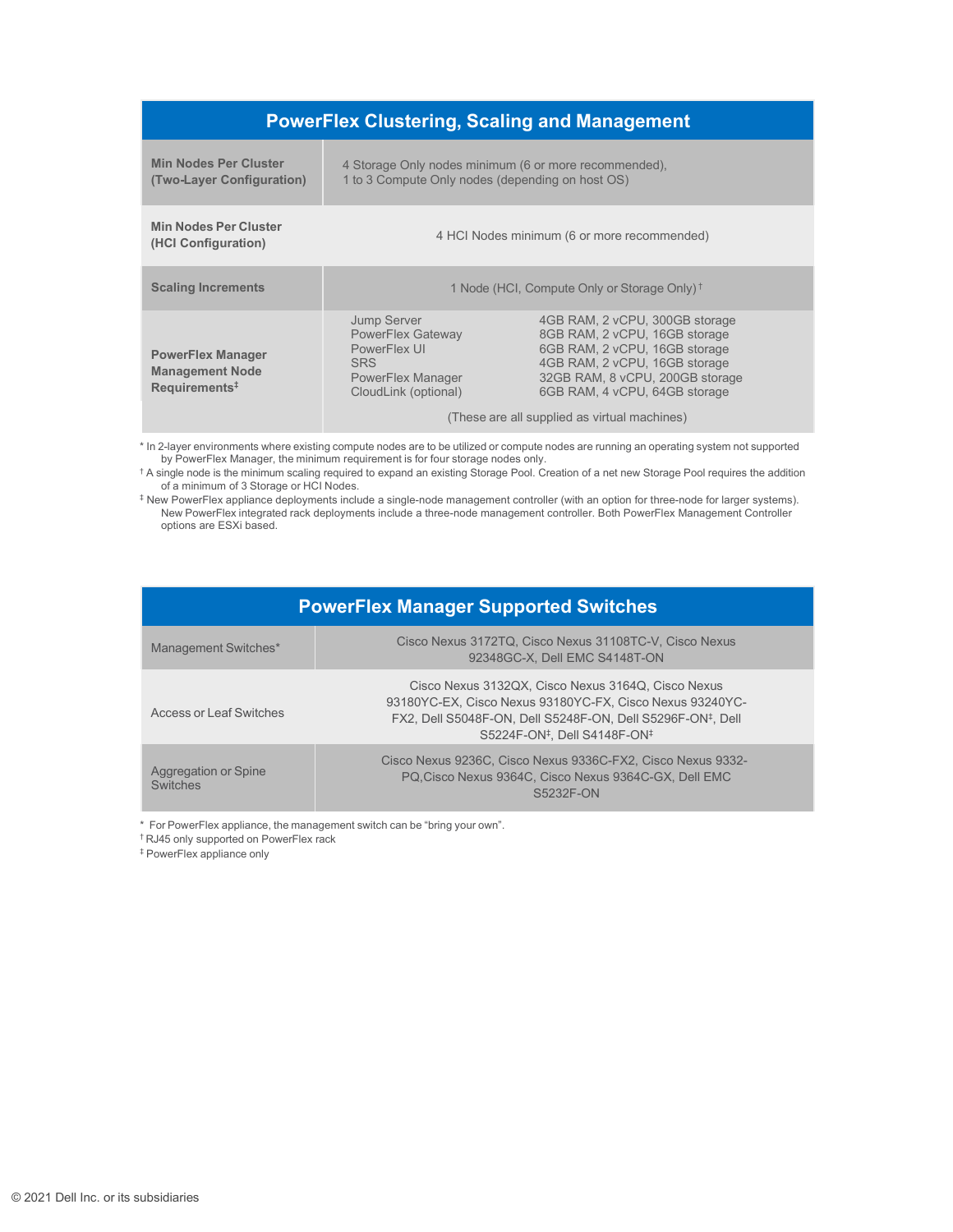| PowerFlex Clustering, Scaling and Management | |
|---|---|
| **Min Nodes Per Cluster (Two-Layer Configuration)** | 4 Storage Only nodes minimum (6 or more recommended), 1 to 3 Compute Only nodes (depending on host OS) |
| **Min Nodes Per Cluster (HCI Configuration)** | 4 HCI Nodes minimum (6 or more recommended) |
| **Scaling Increments** | 1 Node (HCI, Compute Only or Storage Only)† |
| **PowerFlex Manager Management Node Requirements‡** | Jump Server: 4GB RAM, 2 vCPU, 300GB storage<br>PowerFlex Gateway: 8GB RAM, 2 vCPU, 16GB storage<br>PowerFlex UI: 6GB RAM, 2 vCPU, 16GB storage<br>SRS: 4GB RAM, 2 vCPU, 16GB storage<br>PowerFlex Manager: 32GB RAM, 8 vCPU, 200GB storage<br>CloudLink (optional): 6GB RAM, 4 vCPU, 64GB storage<br>(These are all supplied as virtual machines) |

\* In 2-layer environments where existing compute nodes are to be utilized or compute nodes are running an operating system not supported by PowerFlex Manager, the minimum requirement is for four storage nodes only.

† A single node is the minimum scaling required to expand an existing Storage Pool. Creation of a net new Storage Pool requires the addition of a minimum of 3 Storage or HCI Nodes.

‡ New PowerFlex appliance deployments include a single-node management controller (with an option for three-node for larger systems). New PowerFlex integrated rack deployments include a three-node management controller. Both PowerFlex Management Controller options are ESXi based.

| PowerFlex Manager Supported Switches | |
|---|---|
| Management Switches* | Cisco Nexus 3172TQ, Cisco Nexus 31108TC-V, Cisco Nexus 92348GC-X, Dell EMC S4148T-ON |
| Access or Leaf Switches | Cisco Nexus 3132QX, Cisco Nexus 3164Q, Cisco Nexus 93180YC-EX, Cisco Nexus 93180YC-FX, Cisco Nexus 93240YC-FX2, Dell S5048F-ON, Dell S5248F-ON, Dell S5296F-ON‡, Dell S5224F-ON‡, Dell S4148F-ON‡ |
| Aggregation or Spine Switches | Cisco Nexus 9236C, Cisco Nexus 9336C-FX2, Cisco Nexus 9332-PQ,Cisco Nexus 9364C, Cisco Nexus 9364C-GX, Dell EMC S5232F-ON |

\* For PowerFlex appliance, the management switch can be "bring your own".

† RJ45 only supported on PowerFlex rack

‡ PowerFlex appliance only

© 2021 Dell Inc. or its subsidiaries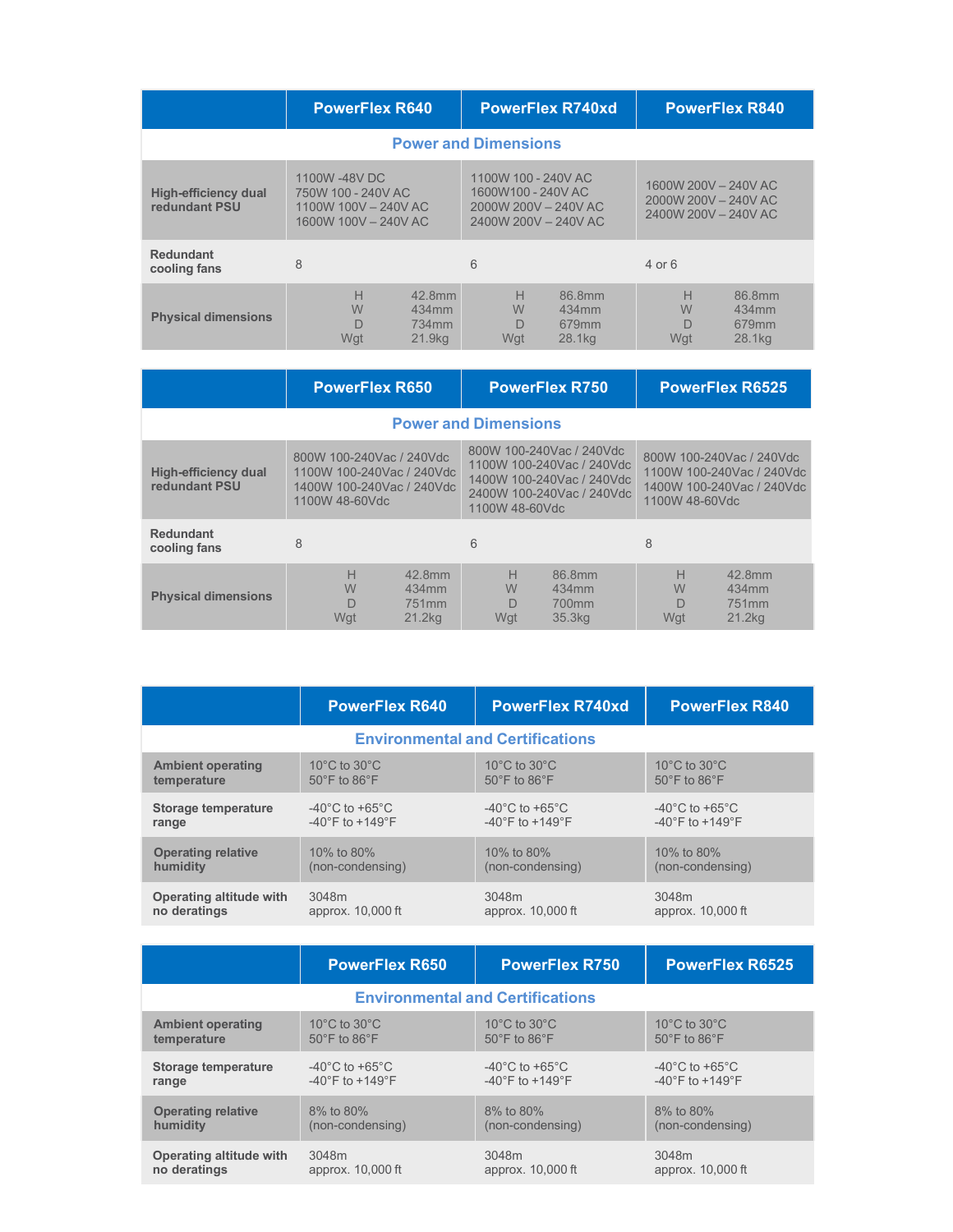| | PowerFlex R640 | PowerFlex R740xd | PowerFlex R840 |
|---|---|---|---|
| **Power and Dimensions** | | | |
| **High-efficiency dual redundant PSU** | 1100W -48V DC<br>750W 100 - 240V AC<br>1100W 100V – 240V AC<br>1600W 100V – 240V AC | 1100W 100 - 240V AC<br>1600W100 - 240V AC<br>2000W 200V – 240V AC<br>2400W 200V – 240V AC | 1600W 200V – 240V AC<br>2000W 200V – 240V AC<br>2400W 200V – 240V AC |
| **Redundant cooling fans** | 8 | 6 | 4 or 6 |
| **Physical dimensions** | H 42.8mm<br>W 434mm<br>D 734mm<br>Wgt 21.9kg | H 86.8mm<br>W 434mm<br>D 679mm<br>Wgt 28.1kg | H 86.8mm<br>W 434mm<br>D 679mm<br>Wgt 28.1kg |

| | PowerFlex R650 | PowerFlex R750 | PowerFlex R6525 |
|---|---|---|---|
| **Power and Dimensions** | | | |
| **High-efficiency dual redundant PSU** | 800W 100-240Vac / 240Vdc<br>1100W 100-240Vac / 240Vdc<br>1400W 100-240Vac / 240Vdc<br>1100W 48-60Vdc | 800W 100-240Vac / 240Vdc<br>1100W 100-240Vac / 240Vdc<br>1400W 100-240Vac / 240Vdc<br>2400W 100-240Vac / 240Vdc<br>1100W 48-60Vdc | 800W 100-240Vac / 240Vdc<br>1100W 100-240Vac / 240Vdc<br>1400W 100-240Vac / 240Vdc<br>1100W 48-60Vdc |
| **Redundant cooling fans** | 8 | 6 | 8 |
| **Physical dimensions** | H 42.8mm<br>W 434mm<br>D 751mm<br>Wgt 21.2kg | H 86.8mm<br>W 434mm<br>D 700mm<br>Wgt 35.3kg | H 42.8mm<br>W 434mm<br>D 751mm<br>Wgt 21.2kg |

| | PowerFlex R640 | PowerFlex R740xd | PowerFlex R840 |
|---|---|---|---|
| **Environmental and Certifications** | | | |
| **Ambient operating temperature** | 10°C to 30°C<br>50°F to 86°F | 10°C to 30°C<br>50°F to 86°F | 10°C to 30°C<br>50°F to 86°F |
| **Storage temperature range** | -40°C to +65°C<br>-40°F to +149°F | -40°C to +65°C<br>-40°F to +149°F | -40°C to +65°C<br>-40°F to +149°F |
| **Operating relative humidity** | 10% to 80%<br>(non-condensing) | 10% to 80%<br>(non-condensing) | 10% to 80%<br>(non-condensing) |
| **Operating altitude with no deratings** | 3048m<br>approx. 10,000 ft | 3048m<br>approx. 10,000 ft | 3048m<br>approx. 10,000 ft |

| | PowerFlex R650 | PowerFlex R750 | PowerFlex R6525 |
|---|---|---|---|
| **Environmental and Certifications** | | | |
| **Ambient operating temperature** | 10°C to 30°C<br>50°F to 86°F | 10°C to 30°C<br>50°F to 86°F | 10°C to 30°C<br>50°F to 86°F |
| **Storage temperature range** | -40°C to +65°C<br>-40°F to +149°F | -40°C to +65°C<br>-40°F to +149°F | -40°C to +65°C<br>-40°F to +149°F |
| **Operating relative humidity** | 8% to 80%<br>(non-condensing) | 8% to 80%<br>(non-condensing) | 8% to 80%<br>(non-condensing) |
| **Operating altitude with no deratings** | 3048m<br>approx. 10,000 ft | 3048m<br>approx. 10,000 ft | 3048m<br>approx. 10,000 ft |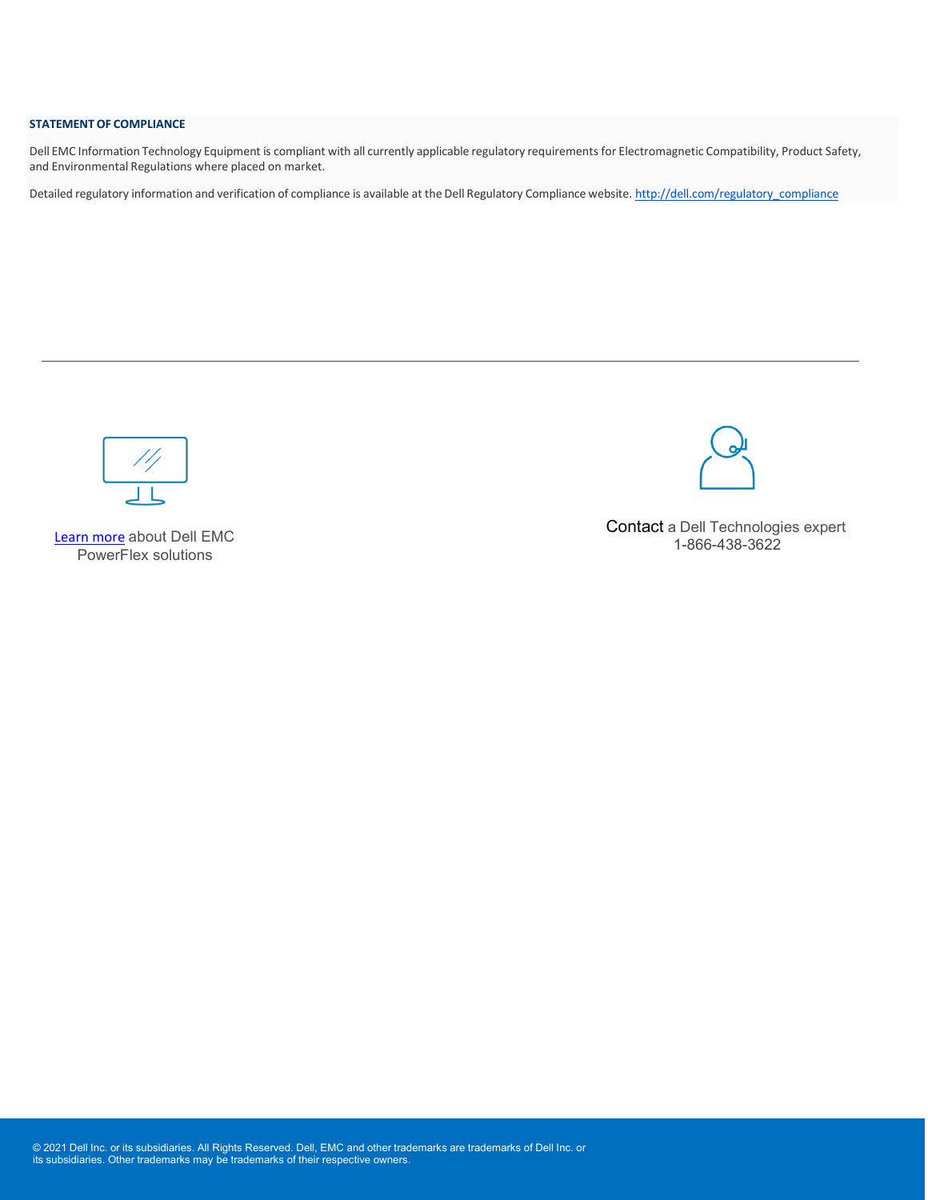**STATEMENT OF COMPLIANCE**

Dell EMC Information Technology Equipment is compliant with all currently applicable regulatory requirements for Electromagnetic Compatibility, Product Safety, and Environmental Regulations where placed on market.

Detailed regulatory information and verification of compliance is available at the Dell Regulatory Compliance website. http://dell.com/regulatory_compliance

---

Learn more about Dell EMC PowerFlex solutions

Contact a Dell Technologies expert
1-866-438-3622

© 2021 Dell Inc. or its subsidiaries. All Rights Reserved. Dell, EMC and other trademarks are trademarks of Dell Inc. or its subsidiaries. Other trademarks may be trademarks of their respective owners.